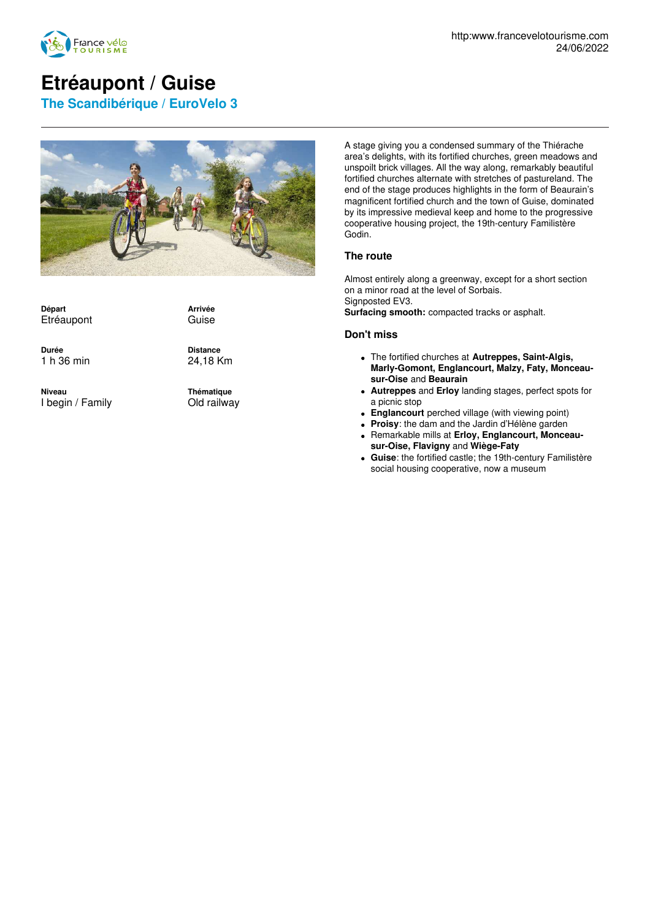# Etréaupont / Guise

## The Scandibérique / EuroVelo 3

**Départ**
Etréaupont

**Arrivée**
Guise

**Durée**
1 h 36 min

**Distance**
24,18 Km

**Niveau**
I begin / Family

**Thématique**
Old railway

A stage giving you a condensed summary of the Thiérache area's delights, with its fortified churches, green meadows and unspoilt brick villages. All the way along, remarkably beautiful fortified churches alternate with stretches of pastureland. The end of the stage produces highlights in the form of Beaurain's magnificent fortified church and the town of Guise, dominated by its impressive medieval keep and home to the progressive cooperative housing project, the 19th-century Familistère Godin.

### The route

Almost entirely along a greenway, except for a short section on a minor road at the level of Sorbais.
Signposted EV3.
**Surfacing smooth:** compacted tracks or asphalt.

### Don't miss

- The fortified churches at **Autreppes, Saint-Algis, Marly-Gomont, Englancourt, Malzy, Faty, Monceau-sur-Oise** and **Beaurain**
- **Autreppes** and **Erloy** landing stages, perfect spots for a picnic stop
- **Englancourt** perched village (with viewing point)
- **Proisy**: the dam and the Jardin d'Hélène garden
- Remarkable mills at **Erloy, Englancourt, Monceau-sur-Oise, Flavigny** and **Wiège-Faty**
- **Guise**: the fortified castle; the 19th-century Familistère social housing cooperative, now a museum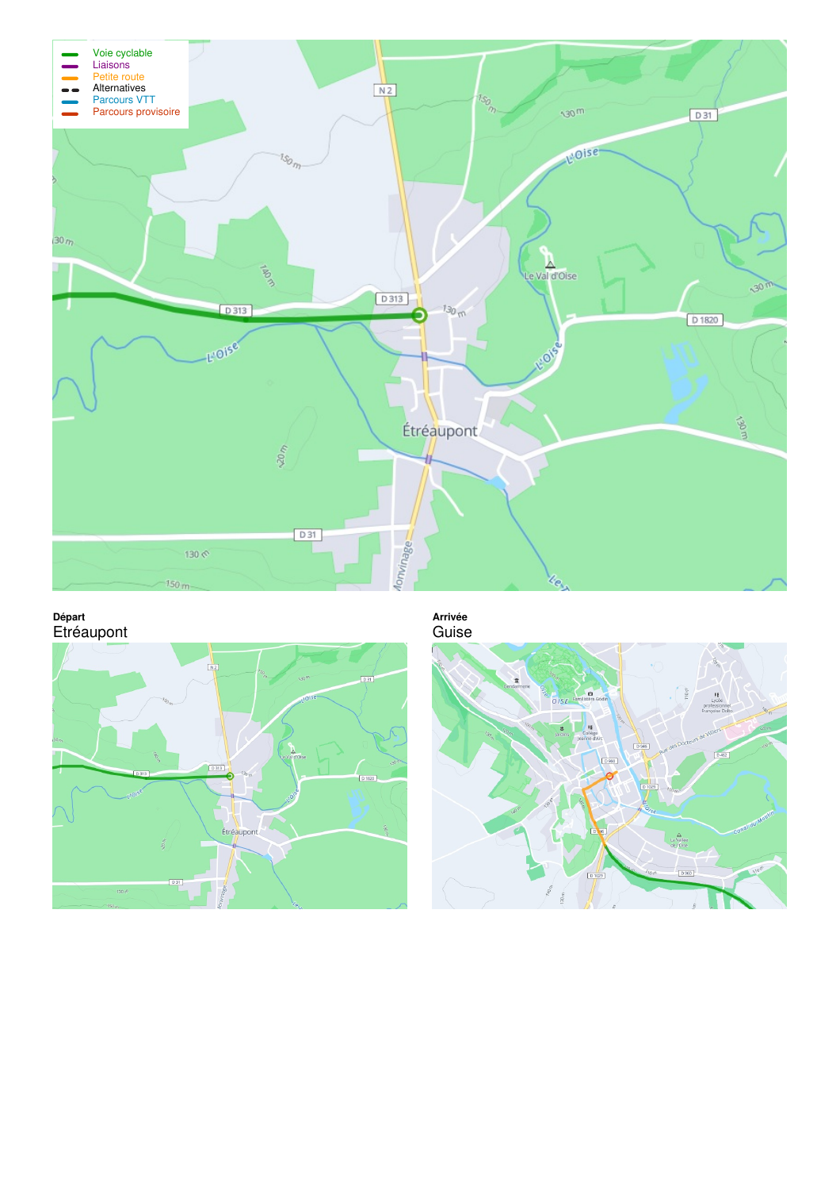Voie cyclable
Liaisons
Petite route
Alternatives
Parcours VTT
Parcours provisoire

N 2
D 31
D 313
D 313
D 1820
D 31
L'Oise
Le Val d'Oise
Étréaupont
150 m
130 m
140 m
120 m

**Départ**

Etréaupont

**Arrivée**

Guise